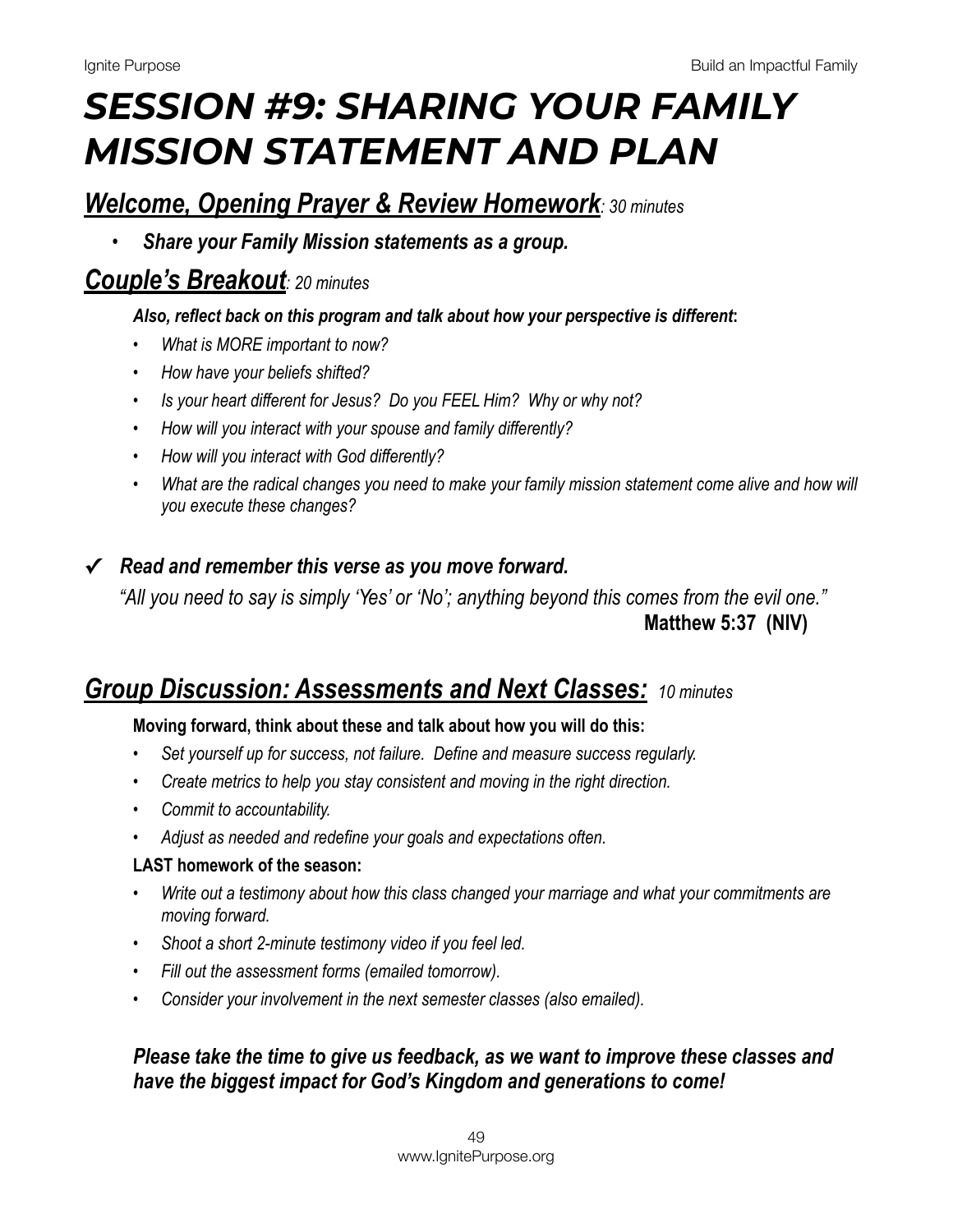# *SESSION #9: SHARING YOUR FAMILY MISSION STATEMENT AND PLAN*

## ***Welcome, Opening Prayer & Review Homework****: 30 minutes*

- ***Share your Family Mission statements as a group.***

## ***Couple's Breakout****: 20 minutes*

***Also, reflect back on this program and talk about how your perspective is different*****:**

- *What is MORE important to now?*
- *How have your beliefs shifted?*
- *Is your heart different for Jesus? Do you FEEL Him? Why or why not?*
- *How will you interact with your spouse and family differently?*
- *How will you interact with God differently?*
- *What are the radical changes you need to make your family mission statement come alive and how will you execute these changes?*

✓ ***Read and remember this verse as you move forward.***

*"All you need to say is simply 'Yes' or 'No'; anything beyond this comes from the evil one."*
**Matthew 5:37 (NIV)**

## ***Group Discussion: Assessments and Next Classes:*** *10 minutes*

**Moving forward, think about these and talk about how you will do this:**

- *Set yourself up for success, not failure. Define and measure success regularly.*
- *Create metrics to help you stay consistent and moving in the right direction.*
- *Commit to accountability.*
- *Adjust as needed and redefine your goals and expectations often.*

**LAST homework of the season:**

- *Write out a testimony about how this class changed your marriage and what your commitments are moving forward.*
- *Shoot a short 2-minute testimony video if you feel led.*
- *Fill out the assessment forms (emailed tomorrow).*
- *Consider your involvement in the next semester classes (also emailed).*

***Please take the time to give us feedback, as we want to improve these classes and have the biggest impact for God's Kingdom and generations to come!***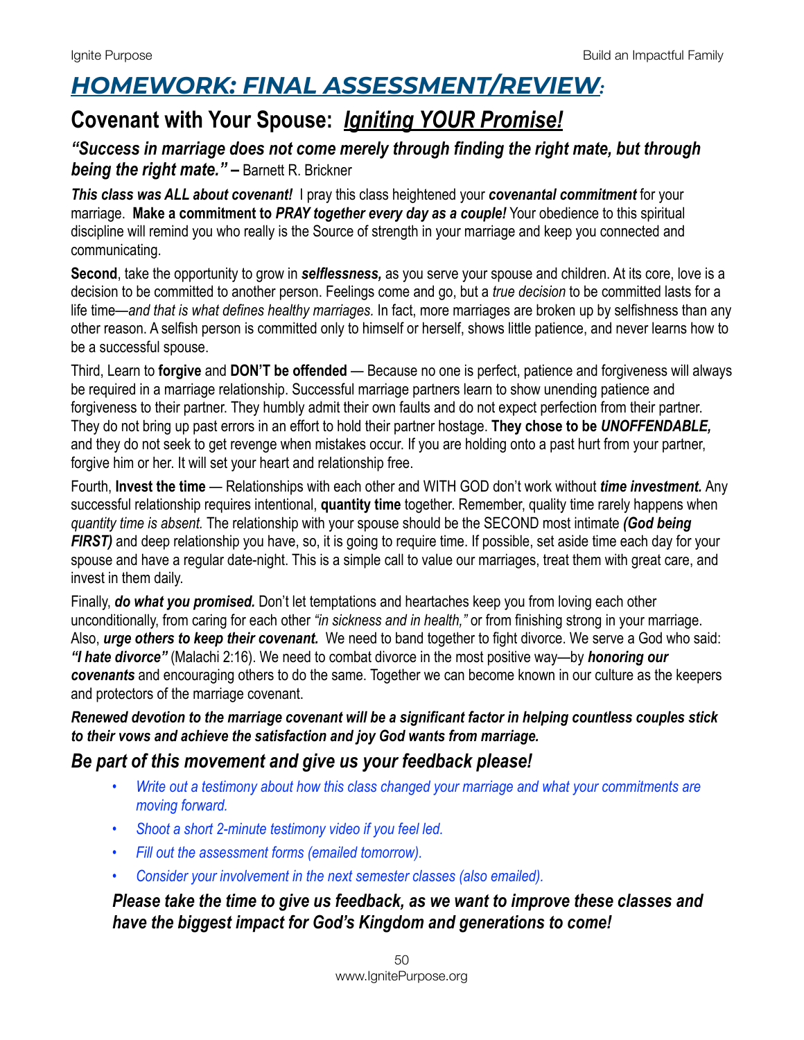# ***HOMEWORK: FINAL ASSESSMENT/REVIEW:***

## Covenant with Your Spouse: *Igniting YOUR Promise!*

***"Success in marriage does not come merely through finding the right mate, but through being the right mate." –*** Barnett R. Brickner

***This class was ALL about covenant!*** I pray this class heightened your ***covenantal commitment*** for your marriage. **Make a commitment to *PRAY together every day as a couple!*** Your obedience to this spiritual discipline will remind you who really is the Source of strength in your marriage and keep you connected and communicating.

**Second**, take the opportunity to grow in ***selflessness,*** as you serve your spouse and children. At its core, love is a decision to be committed to another person. Feelings come and go, but a *true decision* to be committed lasts for a life time—*and that is what defines healthy marriages.* In fact, more marriages are broken up by selfishness than any other reason. A selfish person is committed only to himself or herself, shows little patience, and never learns how to be a successful spouse.

Third, Learn to **forgive** and **DON'T be offended** — Because no one is perfect, patience and forgiveness will always be required in a marriage relationship. Successful marriage partners learn to show unending patience and forgiveness to their partner. They humbly admit their own faults and do not expect perfection from their partner. They do not bring up past errors in an effort to hold their partner hostage. **They chose to be *UNOFFENDABLE,*** and they do not seek to get revenge when mistakes occur. If you are holding onto a past hurt from your partner, forgive him or her. It will set your heart and relationship free.

Fourth, **Invest the time** — Relationships with each other and WITH GOD don't work without ***time investment.*** Any successful relationship requires intentional, **quantity time** together. Remember, quality time rarely happens when *quantity time is absent.* The relationship with your spouse should be the SECOND most intimate ***(God being FIRST)*** and deep relationship you have, so, it is going to require time. If possible, set aside time each day for your spouse and have a regular date-night. This is a simple call to value our marriages, treat them with great care, and invest in them daily.

Finally, ***do what you promised.*** Don't let temptations and heartaches keep you from loving each other unconditionally, from caring for each other *"in sickness and in health,"* or from finishing strong in your marriage. Also, ***urge others to keep their covenant.*** We need to band together to fight divorce. We serve a God who said: ***"I hate divorce"*** (Malachi 2:16). We need to combat divorce in the most positive way—by ***honoring our covenants*** and encouraging others to do the same. Together we can become known in our culture as the keepers and protectors of the marriage covenant.

***Renewed devotion to the marriage covenant will be a significant factor in helping countless couples stick to their vows and achieve the satisfaction and joy God wants from marriage.***

### *Be part of this movement and give us your feedback please!*

- *Write out a testimony about how this class changed your marriage and what your commitments are moving forward.*
- *Shoot a short 2-minute testimony video if you feel led.*
- *Fill out the assessment forms (emailed tomorrow).*
- *Consider your involvement in the next semester classes (also emailed).*

***Please take the time to give us feedback, as we want to improve these classes and have the biggest impact for God's Kingdom and generations to come!***